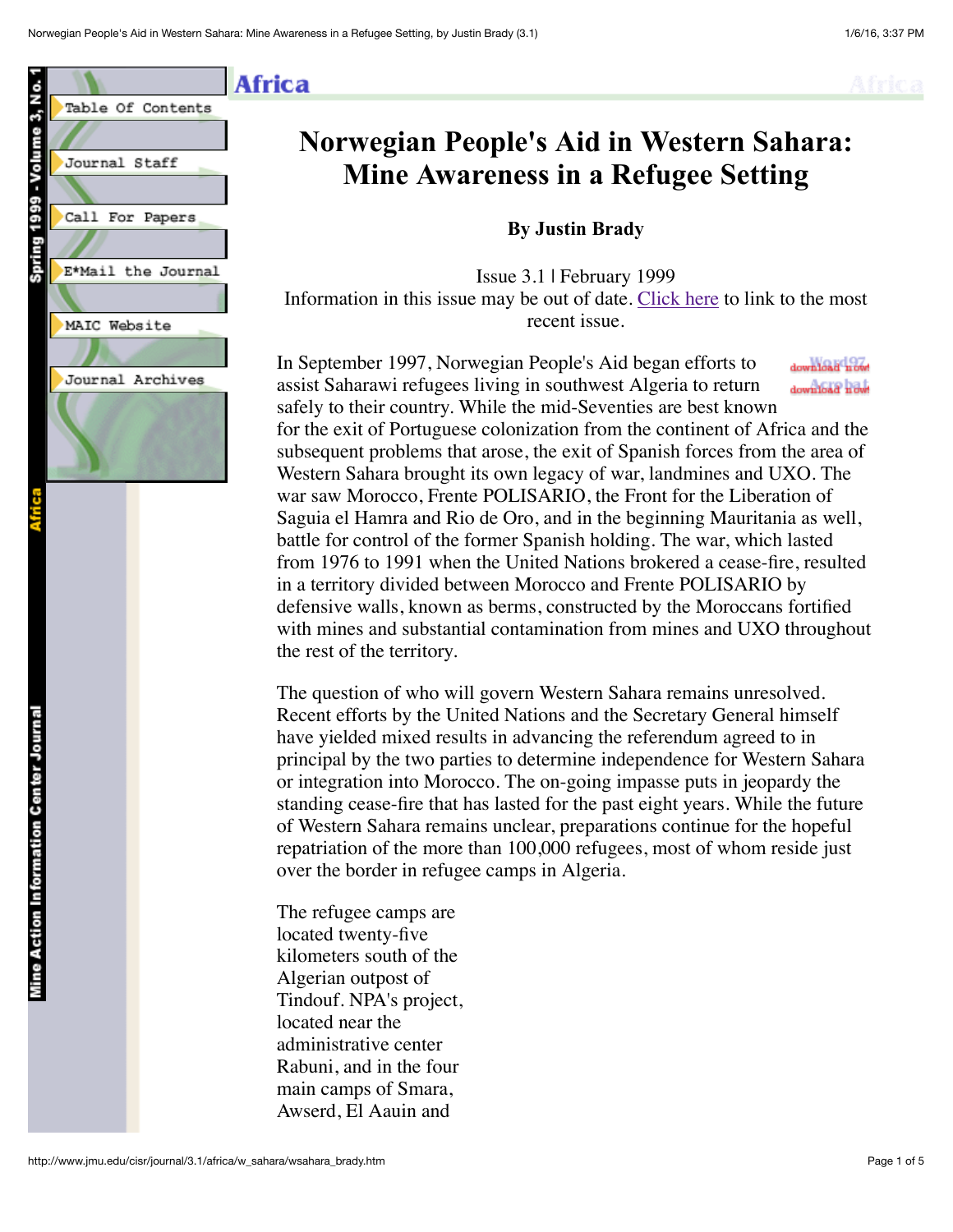# Norwegian People's Aid in Western Sahara: Mine Awareness in a Refugee Setting

**By Justin Brady**

Issue 3.1 | February 1999
Information in this issue may be out of date. Click here to link to the most recent issue.

In September 1997, Norwegian People's Aid began efforts to assist Saharawi refugees living in southwest Algeria to return safely to their country. While the mid-Seventies are best known for the exit of Portuguese colonization from the continent of Africa and the subsequent problems that arose, the exit of Spanish forces from the area of Western Sahara brought its own legacy of war, landmines and UXO. The war saw Morocco, Frente POLISARIO, the Front for the Liberation of Saguia el Hamra and Rio de Oro, and in the beginning Mauritania as well, battle for control of the former Spanish holding. The war, which lasted from 1976 to 1991 when the United Nations brokered a cease-fire, resulted in a territory divided between Morocco and Frente POLISARIO by defensive walls, known as berms, constructed by the Moroccans fortified with mines and substantial contamination from mines and UXO throughout the rest of the territory.

The question of who will govern Western Sahara remains unresolved. Recent efforts by the United Nations and the Secretary General himself have yielded mixed results in advancing the referendum agreed to in principal by the two parties to determine independence for Western Sahara or integration into Morocco. The on-going impasse puts in jeopardy the standing cease-fire that has lasted for the past eight years. While the future of Western Sahara remains unclear, preparations continue for the hopeful repatriation of the more than 100,000 refugees, most of whom reside just over the border in refugee camps in Algeria.

The refugee camps are located twenty-five kilometers south of the Algerian outpost of Tindouf. NPA's project, located near the administrative center Rabuni, and in the four main camps of Smara, Awserd, El Aauin and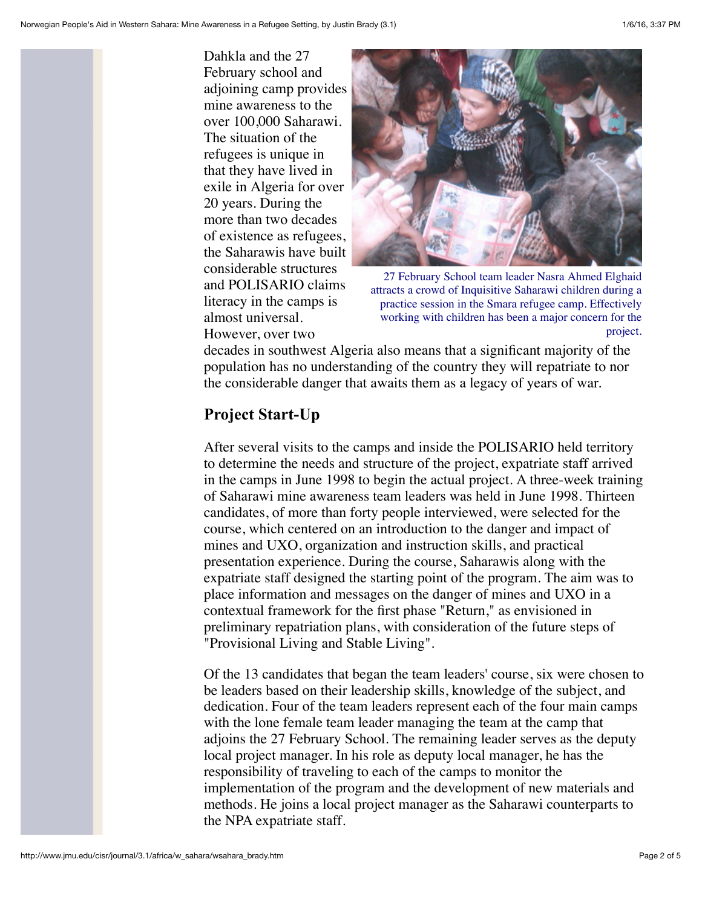Dahkla and the 27 February school and adjoining camp provides mine awareness to the over 100,000 Saharawi. The situation of the refugees is unique in that they have lived in exile in Algeria for over 20 years. During the more than two decades of existence as refugees, the Saharawis have built considerable structures and POLISARIO claims literacy in the camps is almost universal. However, over two decades in southwest Algeria also means that a significant majority of the population has no understanding of the country they will repatriate to nor the considerable danger that awaits them as a legacy of years of war.

27 February School team leader Nasra Ahmed Elghaid attracts a crowd of Inquisitive Saharawi children during a practice session in the Smara refugee camp. Effectively working with children has been a major concern for the project.

## Project Start-Up

After several visits to the camps and inside the POLISARIO held territory to determine the needs and structure of the project, expatriate staff arrived in the camps in June 1998 to begin the actual project. A three-week training of Saharawi mine awareness team leaders was held in June 1998. Thirteen candidates, of more than forty people interviewed, were selected for the course, which centered on an introduction to the danger and impact of mines and UXO, organization and instruction skills, and practical presentation experience. During the course, Saharawis along with the expatriate staff designed the starting point of the program. The aim was to place information and messages on the danger of mines and UXO in a contextual framework for the first phase "Return," as envisioned in preliminary repatriation plans, with consideration of the future steps of "Provisional Living and Stable Living".

Of the 13 candidates that began the team leaders' course, six were chosen to be leaders based on their leadership skills, knowledge of the subject, and dedication. Four of the team leaders represent each of the four main camps with the lone female team leader managing the team at the camp that adjoins the 27 February School. The remaining leader serves as the deputy local project manager. In his role as deputy local manager, he has the responsibility of traveling to each of the camps to monitor the implementation of the program and the development of new materials and methods. He joins a local project manager as the Saharawi counterparts to the NPA expatriate staff.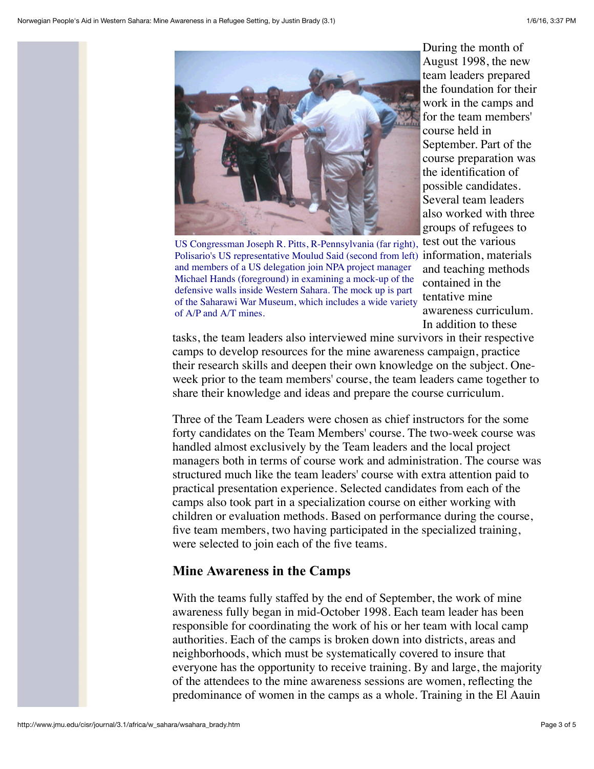US Congressman Joseph R. Pitts, R-Pennsylvania (far right), Polisario's US representative Moulud Said (second from left) and members of a US delegation join NPA project manager Michael Hands (foreground) in examining a mock-up of the defensive walls inside Western Sahara. The mock up is part of the Saharawi War Museum, which includes a wide variety of A/P and A/T mines.

During the month of August 1998, the new team leaders prepared the foundation for their work in the camps and for the team members' course held in September. Part of the course preparation was the identification of possible candidates. Several team leaders also worked with three groups of refugees to test out the various information, materials and teaching methods contained in the tentative mine awareness curriculum. In addition to these tasks, the team leaders also interviewed mine survivors in their respective camps to develop resources for the mine awareness campaign, practice their research skills and deepen their own knowledge on the subject. One-week prior to the team members' course, the team leaders came together to share their knowledge and ideas and prepare the course curriculum.

Three of the Team Leaders were chosen as chief instructors for the some forty candidates on the Team Members' course. The two-week course was handled almost exclusively by the Team leaders and the local project managers both in terms of course work and administration. The course was structured much like the team leaders' course with extra attention paid to practical presentation experience. Selected candidates from each of the camps also took part in a specialization course on either working with children or evaluation methods. Based on performance during the course, five team members, two having participated in the specialized training, were selected to join each of the five teams.

## Mine Awareness in the Camps

With the teams fully staffed by the end of September, the work of mine awareness fully began in mid-October 1998. Each team leader has been responsible for coordinating the work of his or her team with local camp authorities. Each of the camps is broken down into districts, areas and neighborhoods, which must be systematically covered to insure that everyone has the opportunity to receive training. By and large, the majority of the attendees to the mine awareness sessions are women, reflecting the predominance of women in the camps as a whole. Training in the El Aauin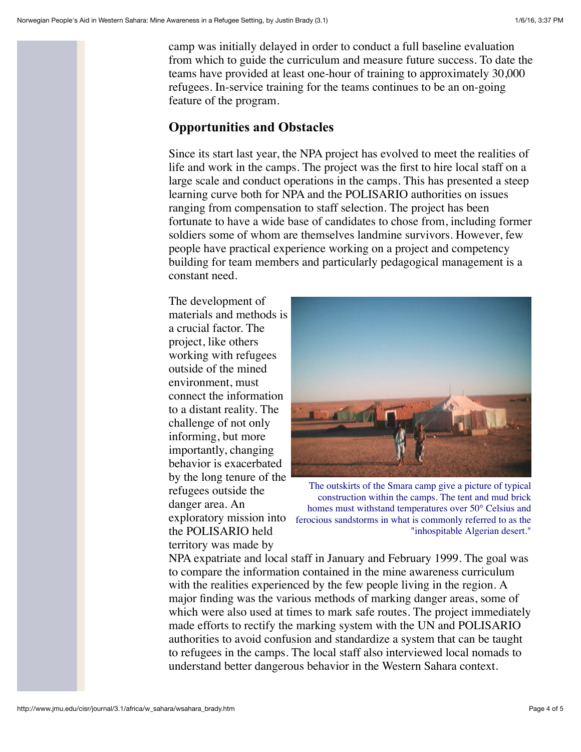camp was initially delayed in order to conduct a full baseline evaluation from which to guide the curriculum and measure future success. To date the teams have provided at least one-hour of training to approximately 30,000 refugees. In-service training for the teams continues to be an on-going feature of the program.

## Opportunities and Obstacles

Since its start last year, the NPA project has evolved to meet the realities of life and work in the camps. The project was the first to hire local staff on a large scale and conduct operations in the camps. This has presented a steep learning curve both for NPA and the POLISARIO authorities on issues ranging from compensation to staff selection. The project has been fortunate to have a wide base of candidates to chose from, including former soldiers some of whom are themselves landmine survivors. However, few people have practical experience working on a project and competency building for team members and particularly pedagogical management is a constant need.

The development of materials and methods is a crucial factor. The project, like others working with refugees outside of the mined environment, must connect the information to a distant reality. The challenge of not only informing, but more importantly, changing behavior is exacerbated by the long tenure of the refugees outside the danger area. An exploratory mission into the POLISARIO held territory was made by NPA expatriate and local staff in January and February 1999. The goal was to compare the information contained in the mine awareness curriculum with the realities experienced by the few people living in the region. A major finding was the various methods of marking danger areas, some of which were also used at times to mark safe routes. The project immediately made efforts to rectify the marking system with the UN and POLISARIO authorities to avoid confusion and standardize a system that can be taught to refugees in the camps. The local staff also interviewed local nomads to understand better dangerous behavior in the Western Sahara context.

The outskirts of the Smara camp give a picture of typical construction within the camps. The tent and mud brick homes must withstand temperatures over 50° Celsius and ferocious sandstorms in what is commonly referred to as the "inhospitable Algerian desert."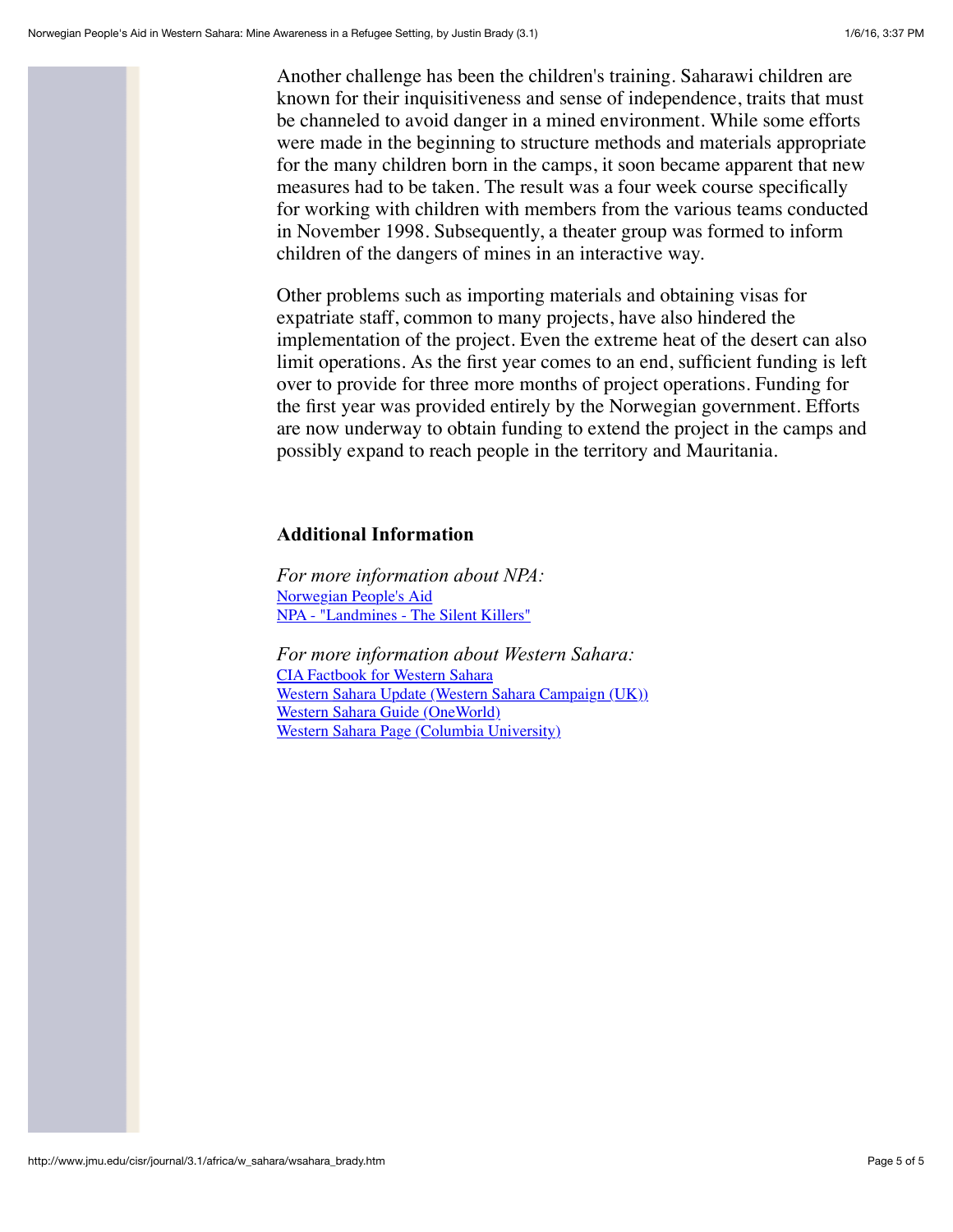Another challenge has been the children's training. Saharawi children are known for their inquisitiveness and sense of independence, traits that must be channeled to avoid danger in a mined environment. While some efforts were made in the beginning to structure methods and materials appropriate for the many children born in the camps, it soon became apparent that new measures had to be taken. The result was a four week course specifically for working with children with members from the various teams conducted in November 1998. Subsequently, a theater group was formed to inform children of the dangers of mines in an interactive way.

Other problems such as importing materials and obtaining visas for expatriate staff, common to many projects, have also hindered the implementation of the project. Even the extreme heat of the desert can also limit operations. As the first year comes to an end, sufficient funding is left over to provide for three more months of project operations. Funding for the first year was provided entirely by the Norwegian government. Efforts are now underway to obtain funding to extend the project in the camps and possibly expand to reach people in the territory and Mauritania.

### Additional Information

*For more information about NPA:*

Norwegian People's Aid
NPA - "Landmines - The Silent Killers"

*For more information about Western Sahara:*

CIA Factbook for Western Sahara
Western Sahara Update (Western Sahara Campaign (UK))
Western Sahara Guide (OneWorld)
Western Sahara Page (Columbia University)